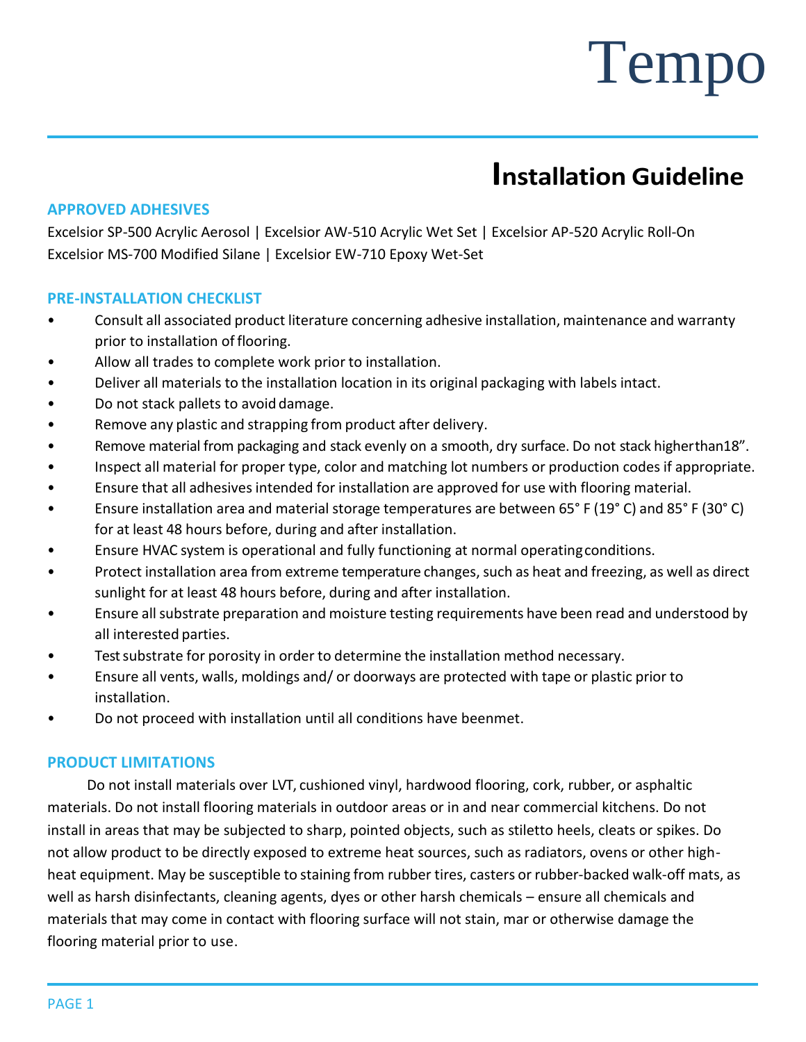# Tempo

## Installation Guideline

### APPROVED ADHESIVES

Excelsior SP-500 Acrylic Aerosol | Excelsior AW-510 Acrylic Wet Set | Excelsior AP-520 Acrylic Roll-On
Excelsior MS-700 Modified Silane | Excelsior EW-710 Epoxy Wet-Set

### PRE-INSTALLATION CHECKLIST

- Consult all associated product literature concerning adhesive installation, maintenance and warranty prior to installation of flooring.
- Allow all trades to complete work prior to installation.
- Deliver all materials to the installation location in its original packaging with labels intact.
- Do not stack pallets to avoid damage.
- Remove any plastic and strapping from product after delivery.
- Remove material from packaging and stack evenly on a smooth, dry surface. Do not stack higher than 18".
- Inspect all material for proper type, color and matching lot numbers or production codes if appropriate.
- Ensure that all adhesives intended for installation are approved for use with flooring material.
- Ensure installation area and material storage temperatures are between 65° F (19° C) and 85° F (30° C) for at least 48 hours before, during and after installation.
- Ensure HVAC system is operational and fully functioning at normal operating conditions.
- Protect installation area from extreme temperature changes, such as heat and freezing, as well as direct sunlight for at least 48 hours before, during and after installation.
- Ensure all substrate preparation and moisture testing requirements have been read and understood by all interested parties.
- Test substrate for porosity in order to determine the installation method necessary.
- Ensure all vents, walls, moldings and/ or doorways are protected with tape or plastic prior to installation.
- Do not proceed with installation until all conditions have been met.

### PRODUCT LIMITATIONS

Do not install materials over LVT, cushioned vinyl, hardwood flooring, cork, rubber, or asphaltic materials. Do not install flooring materials in outdoor areas or in and near commercial kitchens. Do not install in areas that may be subjected to sharp, pointed objects, such as stiletto heels, cleats or spikes. Do not allow product to be directly exposed to extreme heat sources, such as radiators, ovens or other high-heat equipment. May be susceptible to staining from rubber tires, casters or rubber-backed walk-off mats, as well as harsh disinfectants, cleaning agents, dyes or other harsh chemicals – ensure all chemicals and materials that may come in contact with flooring surface will not stain, mar or otherwise damage the flooring material prior to use.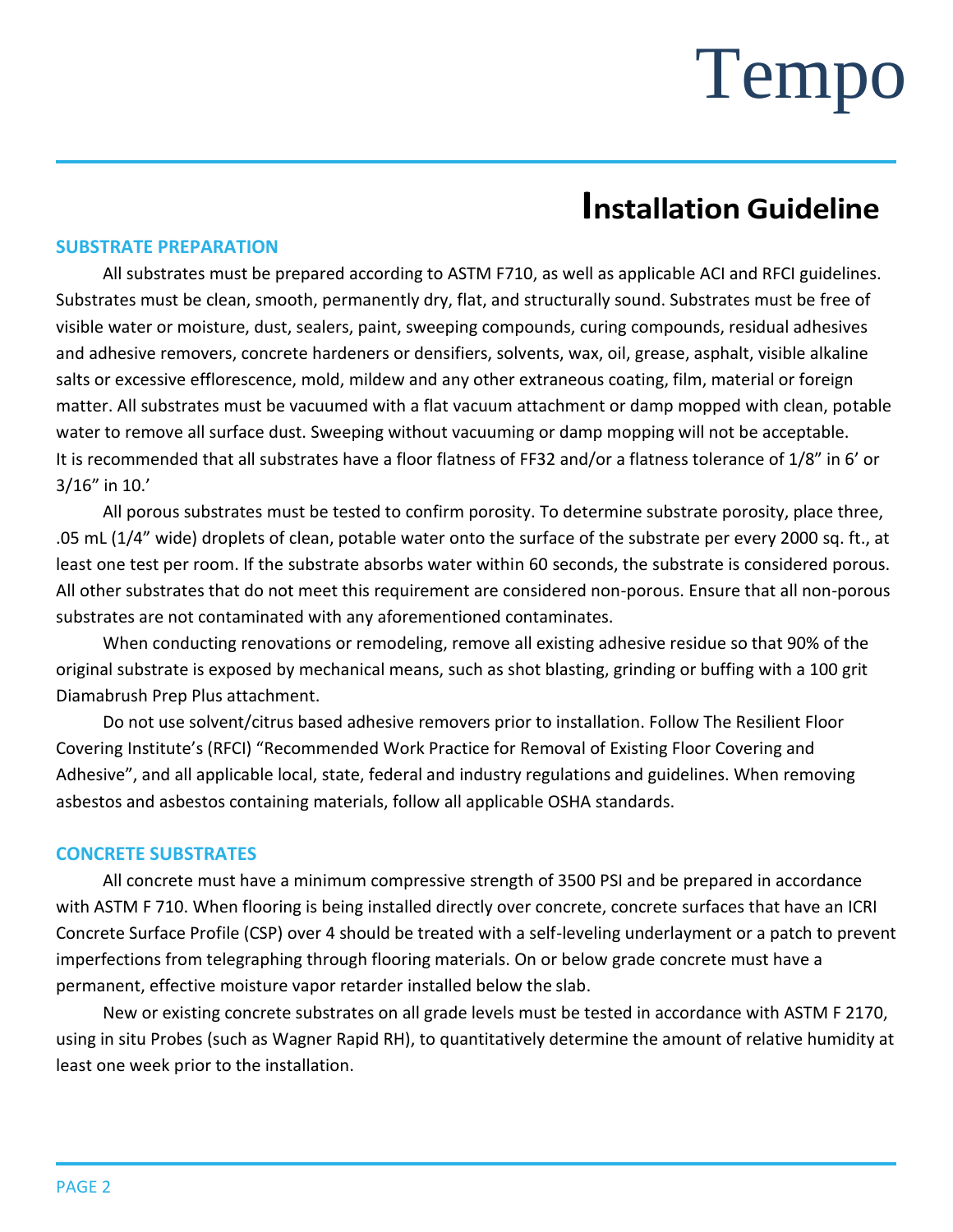# Tempo

## Installation Guideline

### SUBSTRATE PREPARATION

All substrates must be prepared according to ASTM F710, as well as applicable ACI and RFCI guidelines. Substrates must be clean, smooth, permanently dry, flat, and structurally sound. Substrates must be free of visible water or moisture, dust, sealers, paint, sweeping compounds, curing compounds, residual adhesives and adhesive removers, concrete hardeners or densifiers, solvents, wax, oil, grease, asphalt, visible alkaline salts or excessive efflorescence, mold, mildew and any other extraneous coating, film, material or foreign matter. All substrates must be vacuumed with a flat vacuum attachment or damp mopped with clean, potable water to remove all surface dust. Sweeping without vacuuming or damp mopping will not be acceptable. It is recommended that all substrates have a floor flatness of FF32 and/or a flatness tolerance of 1/8" in 6' or 3/16" in 10.'

All porous substrates must be tested to confirm porosity. To determine substrate porosity, place three, .05 mL (1/4" wide) droplets of clean, potable water onto the surface of the substrate per every 2000 sq. ft., at least one test per room. If the substrate absorbs water within 60 seconds, the substrate is considered porous. All other substrates that do not meet this requirement are considered non-porous. Ensure that all non-porous substrates are not contaminated with any aforementioned contaminates.

When conducting renovations or remodeling, remove all existing adhesive residue so that 90% of the original substrate is exposed by mechanical means, such as shot blasting, grinding or buffing with a 100 grit Diamabrush Prep Plus attachment.

Do not use solvent/citrus based adhesive removers prior to installation. Follow The Resilient Floor Covering Institute's (RFCI) "Recommended Work Practice for Removal of Existing Floor Covering and Adhesive", and all applicable local, state, federal and industry regulations and guidelines. When removing asbestos and asbestos containing materials, follow all applicable OSHA standards.

### CONCRETE SUBSTRATES

All concrete must have a minimum compressive strength of 3500 PSI and be prepared in accordance with ASTM F 710. When flooring is being installed directly over concrete, concrete surfaces that have an ICRI Concrete Surface Profile (CSP) over 4 should be treated with a self-leveling underlayment or a patch to prevent imperfections from telegraphing through flooring materials. On or below grade concrete must have a permanent, effective moisture vapor retarder installed below the slab.

New or existing concrete substrates on all grade levels must be tested in accordance with ASTM F 2170, using in situ Probes (such as Wagner Rapid RH), to quantitatively determine the amount of relative humidity at least one week prior to the installation.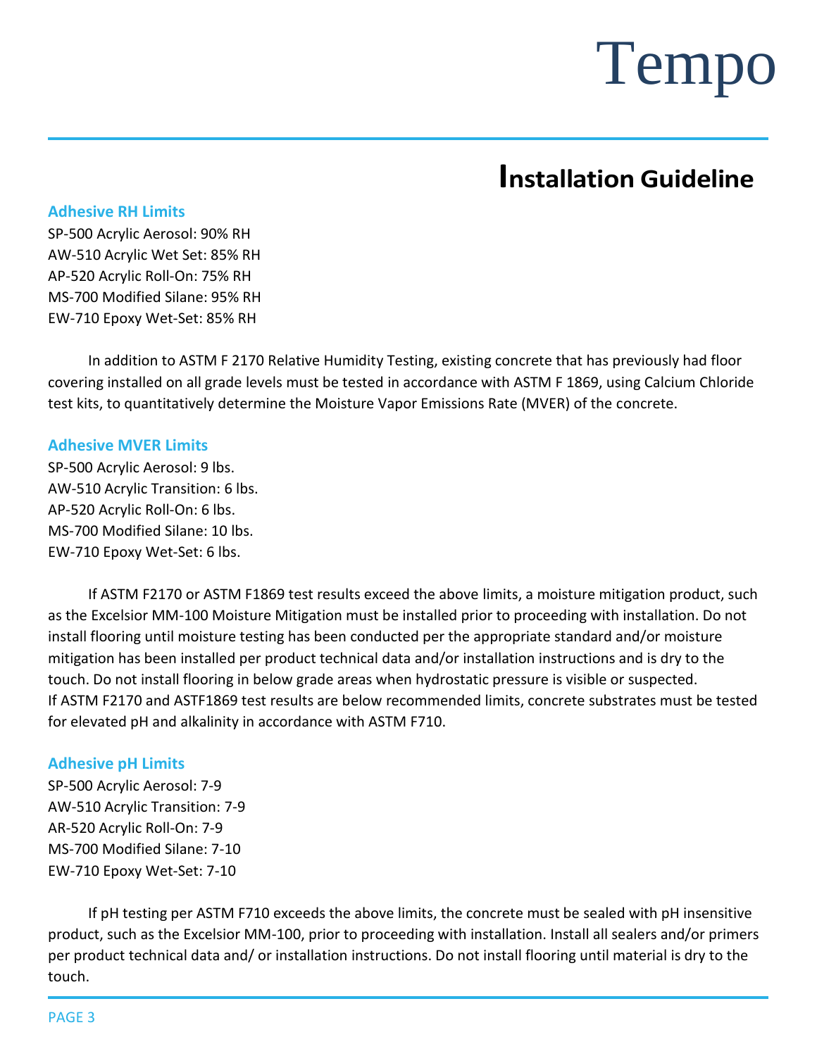## Installation Guideline

### Adhesive RH Limits

SP-500 Acrylic Aerosol: 90% RH
AW-510 Acrylic Wet Set: 85% RH
AP-520 Acrylic Roll-On: 75% RH
MS-700 Modified Silane: 95% RH
EW-710 Epoxy Wet-Set: 85% RH

In addition to ASTM F 2170 Relative Humidity Testing, existing concrete that has previously had floor covering installed on all grade levels must be tested in accordance with ASTM F 1869, using Calcium Chloride test kits, to quantitatively determine the Moisture Vapor Emissions Rate (MVER) of the concrete.

### Adhesive MVER Limits

SP-500 Acrylic Aerosol: 9 lbs.
AW-510 Acrylic Transition: 6 lbs.
AP-520 Acrylic Roll-On: 6 lbs.
MS-700 Modified Silane: 10 lbs.
EW-710 Epoxy Wet-Set: 6 lbs.

If ASTM F2170 or ASTM F1869 test results exceed the above limits, a moisture mitigation product, such as the Excelsior MM-100 Moisture Mitigation must be installed prior to proceeding with installation. Do not install flooring until moisture testing has been conducted per the appropriate standard and/or moisture mitigation has been installed per product technical data and/or installation instructions and is dry to the touch. Do not install flooring in below grade areas when hydrostatic pressure is visible or suspected. If ASTM F2170 and ASTF1869 test results are below recommended limits, concrete substrates must be tested for elevated pH and alkalinity in accordance with ASTM F710.

### Adhesive pH Limits

SP-500 Acrylic Aerosol: 7-9
AW-510 Acrylic Transition: 7-9
AR-520 Acrylic Roll-On: 7-9
MS-700 Modified Silane: 7-10
EW-710 Epoxy Wet-Set: 7-10

If pH testing per ASTM F710 exceeds the above limits, the concrete must be sealed with pH insensitive product, such as the Excelsior MM-100, prior to proceeding with installation. Install all sealers and/or primers per product technical data and/ or installation instructions. Do not install flooring until material is dry to the touch.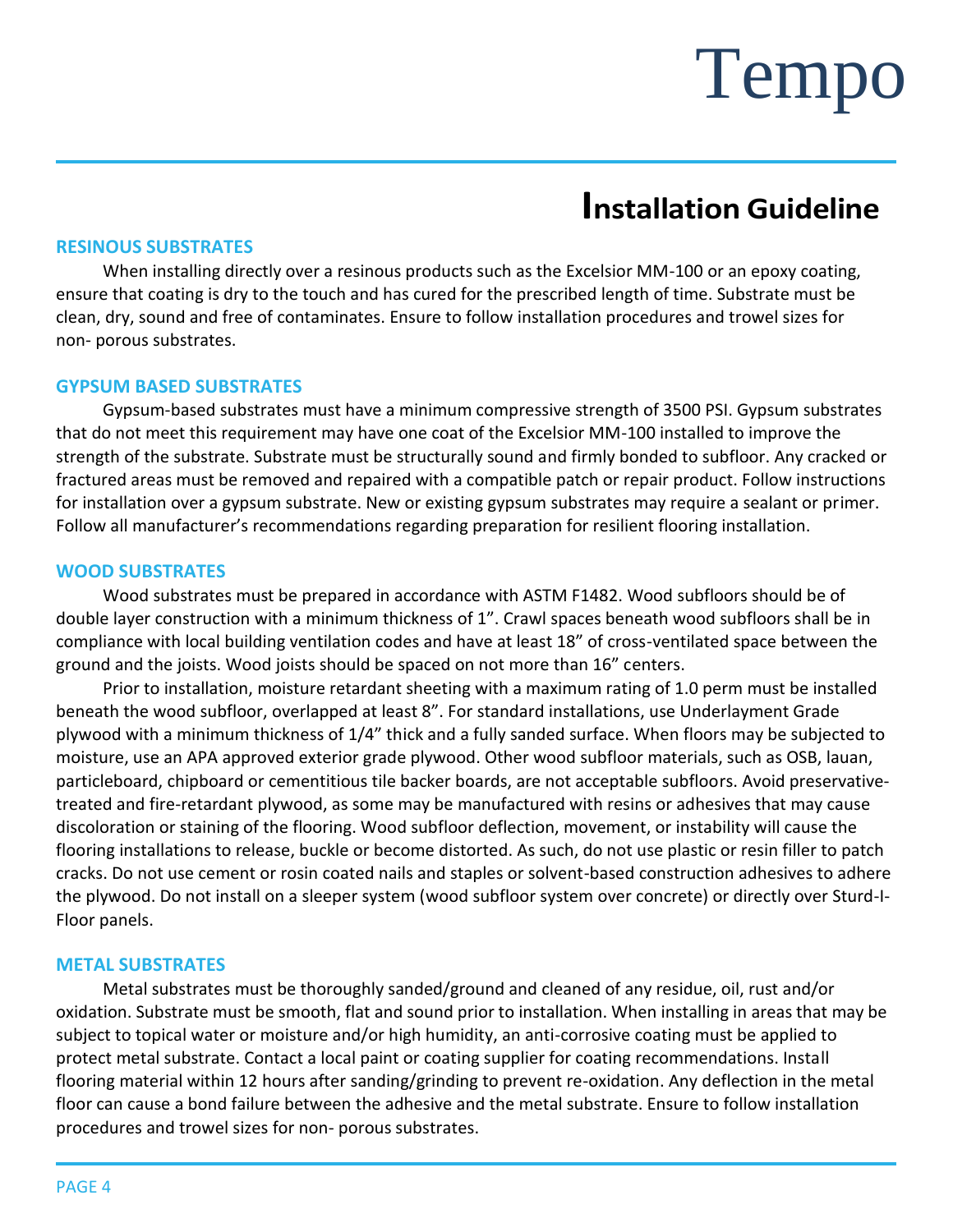## Installation Guideline

### RESINOUS SUBSTRATES

When installing directly over a resinous products such as the Excelsior MM-100 or an epoxy coating, ensure that coating is dry to the touch and has cured for the prescribed length of time. Substrate must be clean, dry, sound and free of contaminates. Ensure to follow installation procedures and trowel sizes for non- porous substrates.

### GYPSUM BASED SUBSTRATES

Gypsum-based substrates must have a minimum compressive strength of 3500 PSI. Gypsum substrates that do not meet this requirement may have one coat of the Excelsior MM-100 installed to improve the strength of the substrate. Substrate must be structurally sound and firmly bonded to subfloor. Any cracked or fractured areas must be removed and repaired with a compatible patch or repair product. Follow instructions for installation over a gypsum substrate. New or existing gypsum substrates may require a sealant or primer. Follow all manufacturer's recommendations regarding preparation for resilient flooring installation.

### WOOD SUBSTRATES

Wood substrates must be prepared in accordance with ASTM F1482. Wood subfloors should be of double layer construction with a minimum thickness of 1". Crawl spaces beneath wood subfloors shall be in compliance with local building ventilation codes and have at least 18" of cross-ventilated space between the ground and the joists. Wood joists should be spaced on not more than 16" centers.

Prior to installation, moisture retardant sheeting with a maximum rating of 1.0 perm must be installed beneath the wood subfloor, overlapped at least 8". For standard installations, use Underlayment Grade plywood with a minimum thickness of 1/4" thick and a fully sanded surface. When floors may be subjected to moisture, use an APA approved exterior grade plywood. Other wood subfloor materials, such as OSB, lauan, particleboard, chipboard or cementitious tile backer boards, are not acceptable subfloors. Avoid preservative-treated and fire-retardant plywood, as some may be manufactured with resins or adhesives that may cause discoloration or staining of the flooring. Wood subfloor deflection, movement, or instability will cause the flooring installations to release, buckle or become distorted. As such, do not use plastic or resin filler to patch cracks. Do not use cement or rosin coated nails and staples or solvent-based construction adhesives to adhere the plywood. Do not install on a sleeper system (wood subfloor system over concrete) or directly over Sturd-I-Floor panels.

### METAL SUBSTRATES

Metal substrates must be thoroughly sanded/ground and cleaned of any residue, oil, rust and/or oxidation. Substrate must be smooth, flat and sound prior to installation. When installing in areas that may be subject to topical water or moisture and/or high humidity, an anti-corrosive coating must be applied to protect metal substrate. Contact a local paint or coating supplier for coating recommendations. Install flooring material within 12 hours after sanding/grinding to prevent re-oxidation. Any deflection in the metal floor can cause a bond failure between the adhesive and the metal substrate. Ensure to follow installation procedures and trowel sizes for non- porous substrates.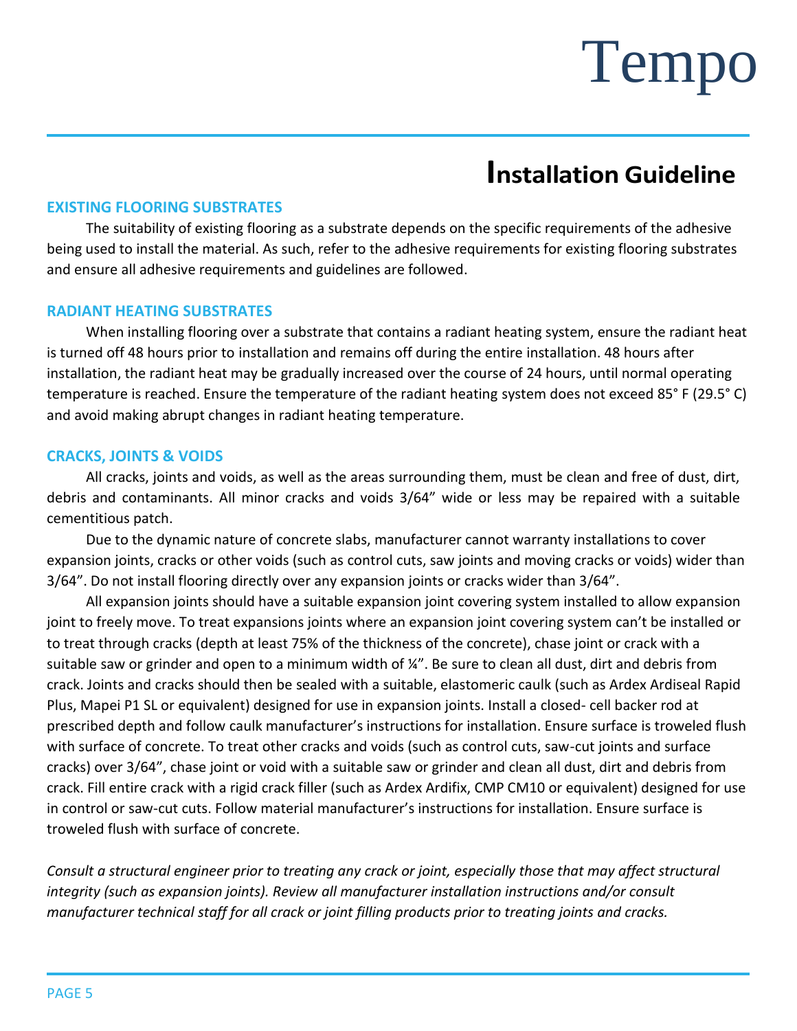# Installation Guideline

## EXISTING FLOORING SUBSTRATES

The suitability of existing flooring as a substrate depends on the specific requirements of the adhesive being used to install the material. As such, refer to the adhesive requirements for existing flooring substrates and ensure all adhesive requirements and guidelines are followed.

## RADIANT HEATING SUBSTRATES

When installing flooring over a substrate that contains a radiant heating system, ensure the radiant heat is turned off 48 hours prior to installation and remains off during the entire installation. 48 hours after installation, the radiant heat may be gradually increased over the course of 24 hours, until normal operating temperature is reached. Ensure the temperature of the radiant heating system does not exceed 85° F (29.5° C) and avoid making abrupt changes in radiant heating temperature.

## CRACKS, JOINTS & VOIDS

All cracks, joints and voids, as well as the areas surrounding them, must be clean and free of dust, dirt, debris and contaminants. All minor cracks and voids 3/64" wide or less may be repaired with a suitable cementitious patch.

Due to the dynamic nature of concrete slabs, manufacturer cannot warranty installations to cover expansion joints, cracks or other voids (such as control cuts, saw joints and moving cracks or voids) wider than 3/64". Do not install flooring directly over any expansion joints or cracks wider than 3/64".

All expansion joints should have a suitable expansion joint covering system installed to allow expansion joint to freely move. To treat expansions joints where an expansion joint covering system can't be installed or to treat through cracks (depth at least 75% of the thickness of the concrete), chase joint or crack with a suitable saw or grinder and open to a minimum width of ¼". Be sure to clean all dust, dirt and debris from crack. Joints and cracks should then be sealed with a suitable, elastomeric caulk (such as Ardex Ardiseal Rapid Plus, Mapei P1 SL or equivalent) designed for use in expansion joints. Install a closed- cell backer rod at prescribed depth and follow caulk manufacturer's instructions for installation. Ensure surface is troweled flush with surface of concrete. To treat other cracks and voids (such as control cuts, saw-cut joints and surface cracks) over 3/64", chase joint or void with a suitable saw or grinder and clean all dust, dirt and debris from crack. Fill entire crack with a rigid crack filler (such as Ardex Ardifix, CMP CM10 or equivalent) designed for use in control or saw-cut cuts. Follow material manufacturer's instructions for installation. Ensure surface is troweled flush with surface of concrete.

*Consult a structural engineer prior to treating any crack or joint, especially those that may affect structural integrity (such as expansion joints). Review all manufacturer installation instructions and/or consult manufacturer technical staff for all crack or joint filling products prior to treating joints and cracks.*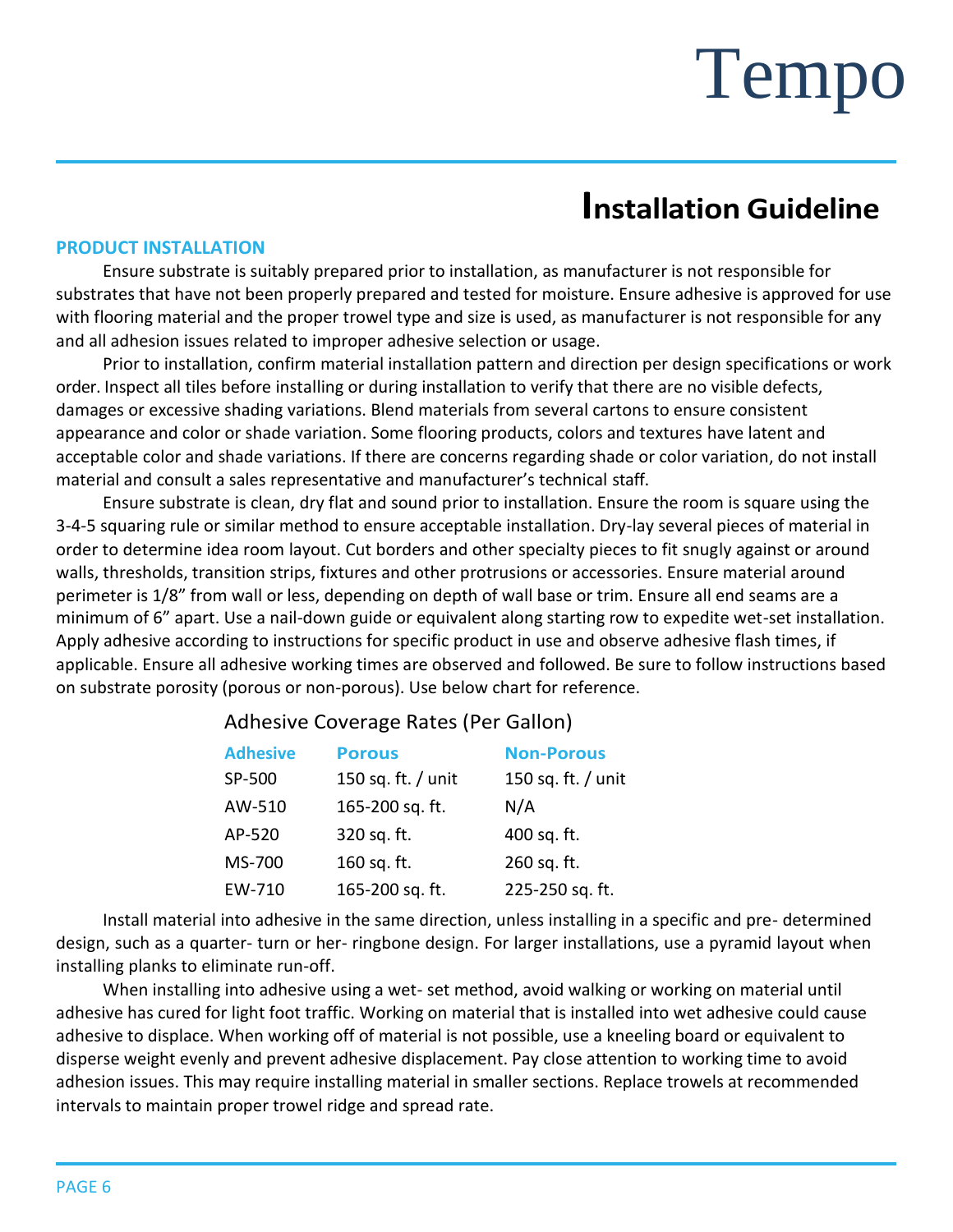# Tempo

## Installation Guideline

### PRODUCT INSTALLATION

Ensure substrate is suitably prepared prior to installation, as manufacturer is not responsible for substrates that have not been properly prepared and tested for moisture. Ensure adhesive is approved for use with flooring material and the proper trowel type and size is used, as manufacturer is not responsible for any and all adhesion issues related to improper adhesive selection or usage.

Prior to installation, confirm material installation pattern and direction per design specifications or work order. Inspect all tiles before installing or during installation to verify that there are no visible defects, damages or excessive shading variations. Blend materials from several cartons to ensure consistent appearance and color or shade variation. Some flooring products, colors and textures have latent and acceptable color and shade variations. If there are concerns regarding shade or color variation, do not install material and consult a sales representative and manufacturer's technical staff.

Ensure substrate is clean, dry flat and sound prior to installation. Ensure the room is square using the 3-4-5 squaring rule or similar method to ensure acceptable installation. Dry-lay several pieces of material in order to determine idea room layout. Cut borders and other specialty pieces to fit snugly against or around walls, thresholds, transition strips, fixtures and other protrusions or accessories. Ensure material around perimeter is 1/8" from wall or less, depending on depth of wall base or trim. Ensure all end seams are a minimum of 6" apart. Use a nail-down guide or equivalent along starting row to expedite wet-set installation. Apply adhesive according to instructions for specific product in use and observe adhesive flash times, if applicable. Ensure all adhesive working times are observed and followed. Be sure to follow instructions based on substrate porosity (porous or non-porous). Use below chart for reference.

Adhesive Coverage Rates (Per Gallon)

| Adhesive | Porous | Non-Porous |
|---|---|---|
| SP-500 | 150 sq. ft. / unit | 150 sq. ft. / unit |
| AW-510 | 165-200 sq. ft. | N/A |
| AP-520 | 320 sq. ft. | 400 sq. ft. |
| MS-700 | 160 sq. ft. | 260 sq. ft. |
| EW-710 | 165-200 sq. ft. | 225-250 sq. ft. |

Install material into adhesive in the same direction, unless installing in a specific and pre- determined design, such as a quarter- turn or her- ringbone design. For larger installations, use a pyramid layout when installing planks to eliminate run-off.

When installing into adhesive using a wet- set method, avoid walking or working on material until adhesive has cured for light foot traffic. Working on material that is installed into wet adhesive could cause adhesive to displace. When working off of material is not possible, use a kneeling board or equivalent to disperse weight evenly and prevent adhesive displacement. Pay close attention to working time to avoid adhesion issues. This may require installing material in smaller sections. Replace trowels at recommended intervals to maintain proper trowel ridge and spread rate.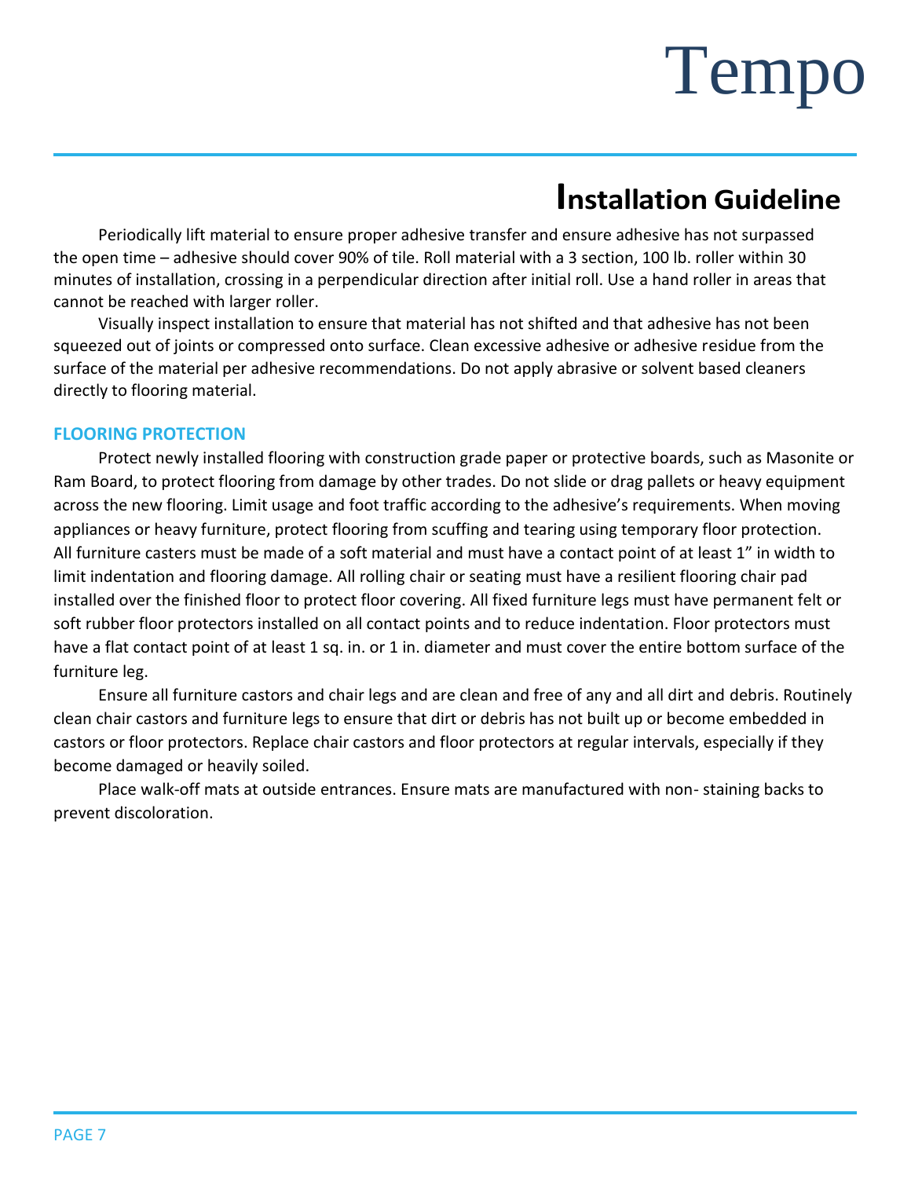# Installation Guideline

Periodically lift material to ensure proper adhesive transfer and ensure adhesive has not surpassed the open time – adhesive should cover 90% of tile. Roll material with a 3 section, 100 lb. roller within 30 minutes of installation, crossing in a perpendicular direction after initial roll. Use a hand roller in areas that cannot be reached with larger roller.

Visually inspect installation to ensure that material has not shifted and that adhesive has not been squeezed out of joints or compressed onto surface. Clean excessive adhesive or adhesive residue from the surface of the material per adhesive recommendations. Do not apply abrasive or solvent based cleaners directly to flooring material.

## FLOORING PROTECTION

Protect newly installed flooring with construction grade paper or protective boards, such as Masonite or Ram Board, to protect flooring from damage by other trades. Do not slide or drag pallets or heavy equipment across the new flooring. Limit usage and foot traffic according to the adhesive's requirements. When moving appliances or heavy furniture, protect flooring from scuffing and tearing using temporary floor protection. All furniture casters must be made of a soft material and must have a contact point of at least 1" in width to limit indentation and flooring damage. All rolling chair or seating must have a resilient flooring chair pad installed over the finished floor to protect floor covering. All fixed furniture legs must have permanent felt or soft rubber floor protectors installed on all contact points and to reduce indentation. Floor protectors must have a flat contact point of at least 1 sq. in. or 1 in. diameter and must cover the entire bottom surface of the furniture leg.

Ensure all furniture castors and chair legs and are clean and free of any and all dirt and debris. Routinely clean chair castors and furniture legs to ensure that dirt or debris has not built up or become embedded in castors or floor protectors. Replace chair castors and floor protectors at regular intervals, especially if they become damaged or heavily soiled.

Place walk-off mats at outside entrances. Ensure mats are manufactured with non- staining backs to prevent discoloration.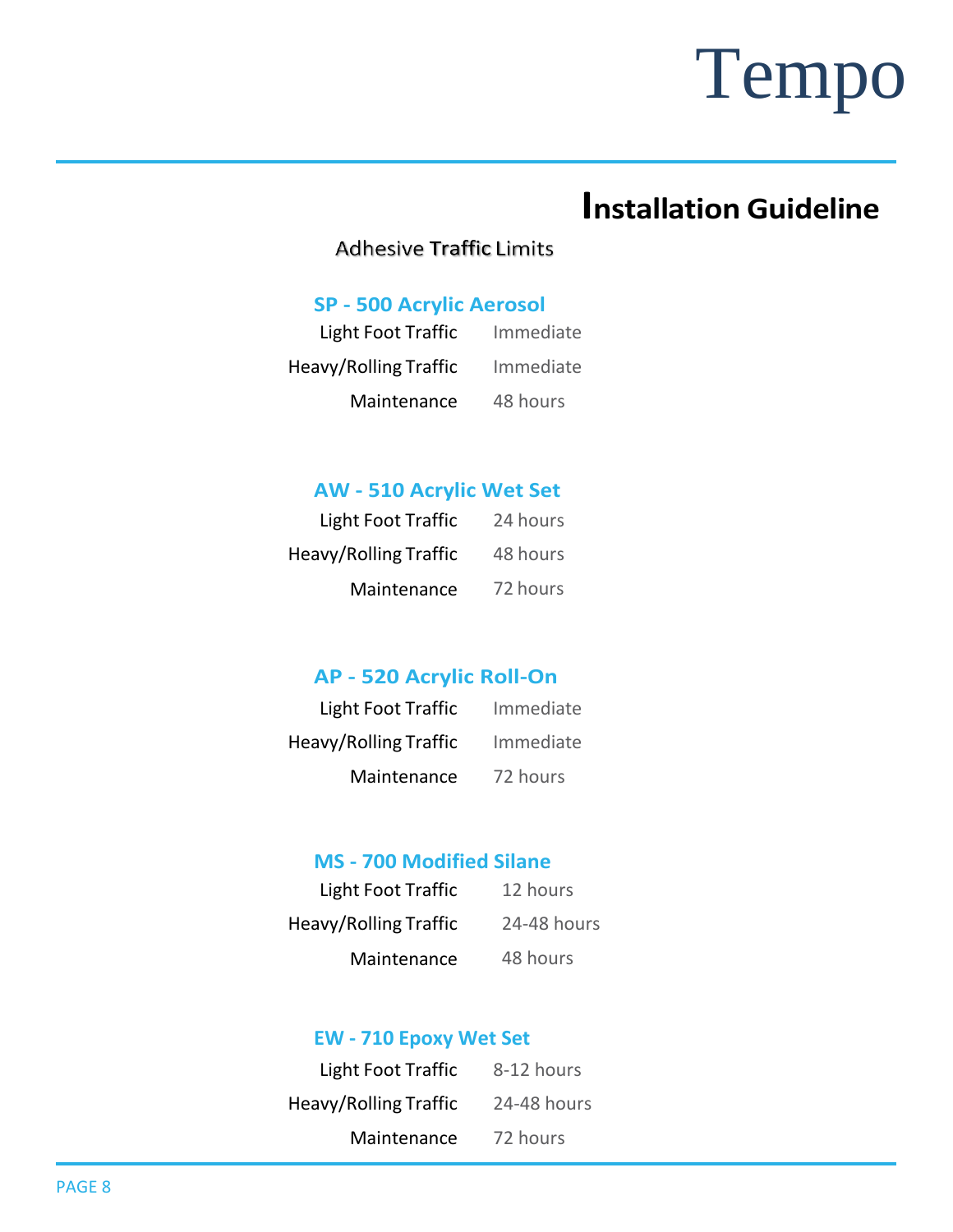# Tempo

## Installation Guideline

### Adhesive Traffic Limits

**SP - 500 Acrylic Aerosol**

| | |
|---|---|
| Light Foot Traffic | Immediate |
| Heavy/Rolling Traffic | Immediate |
| Maintenance | 48 hours |

**AW - 510 Acrylic Wet Set**

| | |
|---|---|
| Light Foot Traffic | 24 hours |
| Heavy/Rolling Traffic | 48 hours |
| Maintenance | 72 hours |

**AP - 520 Acrylic Roll-On**

| | |
|---|---|
| Light Foot Traffic | Immediate |
| Heavy/Rolling Traffic | Immediate |
| Maintenance | 72 hours |

**MS - 700 Modified Silane**

| | |
|---|---|
| Light Foot Traffic | 12 hours |
| Heavy/Rolling Traffic | 24-48 hours |
| Maintenance | 48 hours |

**EW - 710 Epoxy Wet Set**

| | |
|---|---|
| Light Foot Traffic | 8-12 hours |
| Heavy/Rolling Traffic | 24-48 hours |
| Maintenance | 72 hours |